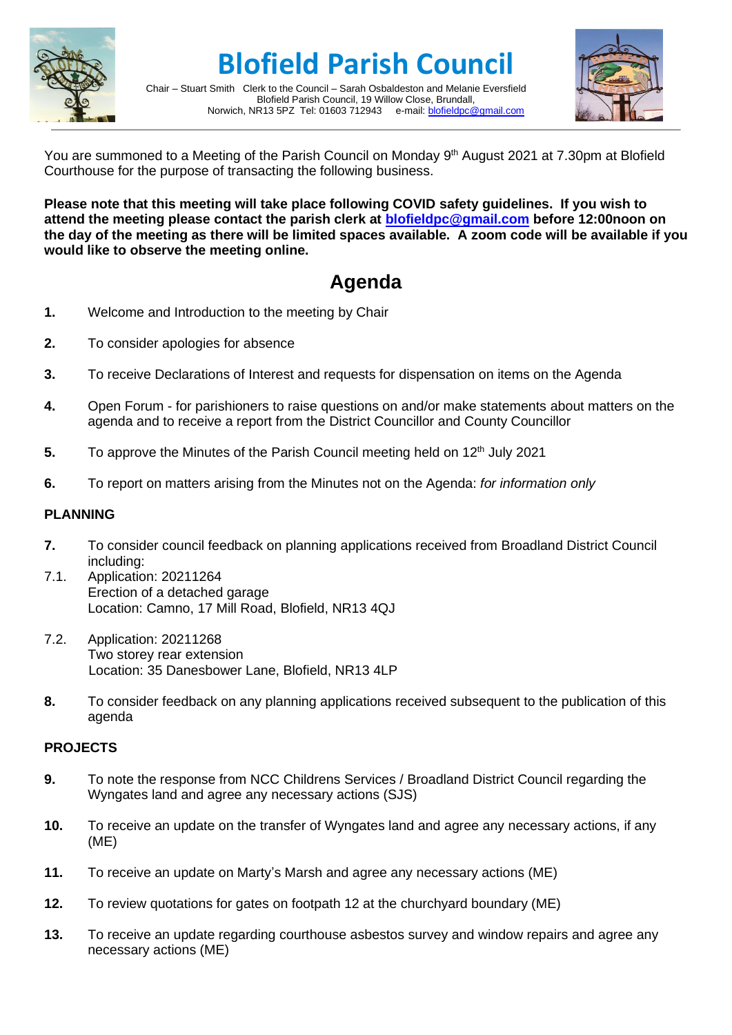# Blofield Parish Council

Chair – Stuart Smith   Clerk to the Council – Sarah Osbaldeston and Melanie Eversfield
Blofield Parish Council, 19 Willow Close, Brundall,
Norwich, NR13 5PZ  Tel: 01603 712943    e-mail: blofieldpc@gmail.com

You are summoned to a Meeting of the Parish Council on Monday 9th August 2021 at 7.30pm at Blofield Courthouse for the purpose of transacting the following business.

**Please note that this meeting will take place following COVID safety guidelines. If you wish to attend the meeting please contact the parish clerk at blofieldpc@gmail.com before 12:00noon on the day of the meeting as there will be limited spaces available. A zoom code will be available if you would like to observe the meeting online.**

## Agenda

**1.** Welcome and Introduction to the meeting by Chair

**2.** To consider apologies for absence

**3.** To receive Declarations of Interest and requests for dispensation on items on the Agenda

**4.** Open Forum - for parishioners to raise questions on and/or make statements about matters on the agenda and to receive a report from the District Councillor and County Councillor

**5.** To approve the Minutes of the Parish Council meeting held on 12th July 2021

**6.** To report on matters arising from the Minutes not on the Agenda: *for information only*

### PLANNING

**7.** To consider council feedback on planning applications received from Broadland District Council including:

7.1. Application: 20211264
Erection of a detached garage
Location: Camno, 17 Mill Road, Blofield, NR13 4QJ

7.2. Application: 20211268
Two storey rear extension
Location: 35 Danesbower Lane, Blofield, NR13 4LP

**8.** To consider feedback on any planning applications received subsequent to the publication of this agenda

### PROJECTS

**9.** To note the response from NCC Childrens Services / Broadland District Council regarding the Wyngates land and agree any necessary actions (SJS)

**10.** To receive an update on the transfer of Wyngates land and agree any necessary actions, if any (ME)

**11.** To receive an update on Marty's Marsh and agree any necessary actions (ME)

**12.** To review quotations for gates on footpath 12 at the churchyard boundary (ME)

**13.** To receive an update regarding courthouse asbestos survey and window repairs and agree any necessary actions (ME)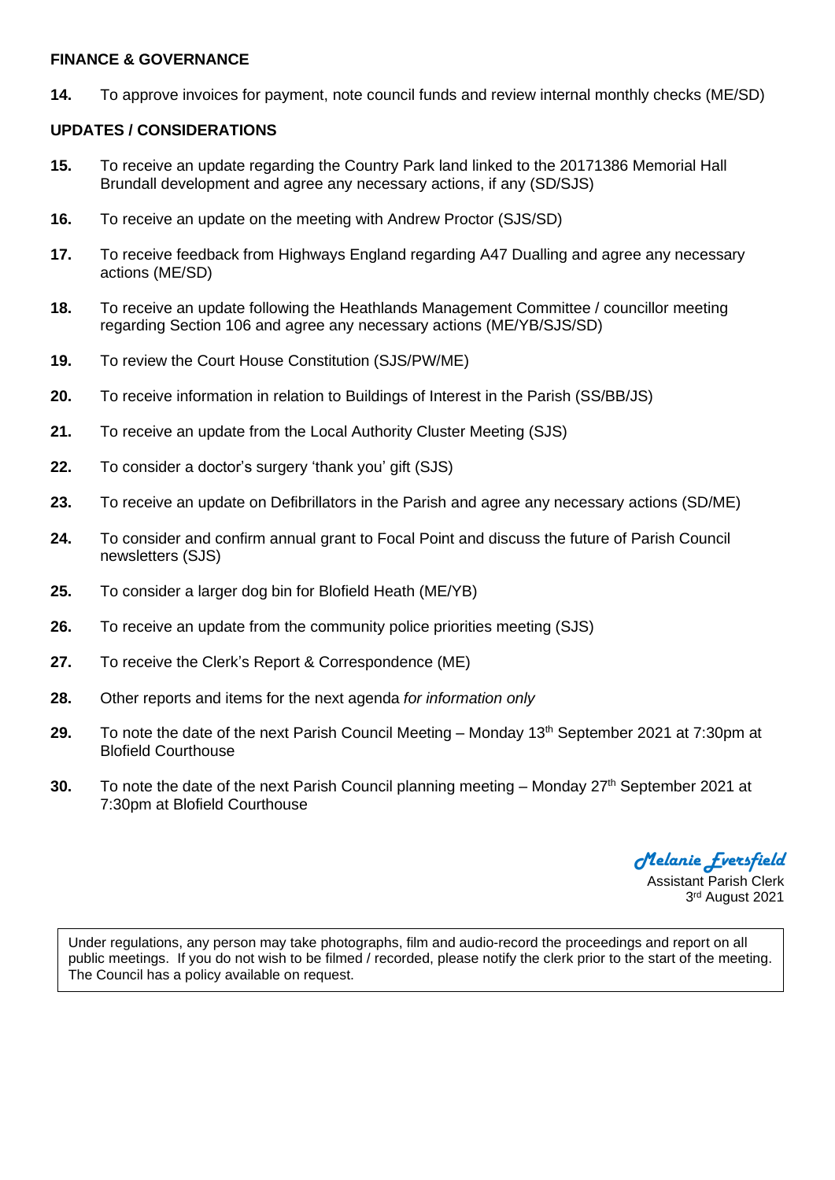**FINANCE & GOVERNANCE**

**14.** To approve invoices for payment, note council funds and review internal monthly checks (ME/SD)

**UPDATES / CONSIDERATIONS**

**15.** To receive an update regarding the Country Park land linked to the 20171386 Memorial Hall Brundall development and agree any necessary actions, if any (SD/SJS)

**16.** To receive an update on the meeting with Andrew Proctor (SJS/SD)

**17.** To receive feedback from Highways England regarding A47 Dualling and agree any necessary actions (ME/SD)

**18.** To receive an update following the Heathlands Management Committee / councillor meeting regarding Section 106 and agree any necessary actions (ME/YB/SJS/SD)

**19.** To review the Court House Constitution (SJS/PW/ME)

**20.** To receive information in relation to Buildings of Interest in the Parish (SS/BB/JS)

**21.** To receive an update from the Local Authority Cluster Meeting (SJS)

**22.** To consider a doctor's surgery 'thank you' gift (SJS)

**23.** To receive an update on Defibrillators in the Parish and agree any necessary actions (SD/ME)

**24.** To consider and confirm annual grant to Focal Point and discuss the future of Parish Council newsletters (SJS)

**25.** To consider a larger dog bin for Blofield Heath (ME/YB)

**26.** To receive an update from the community police priorities meeting (SJS)

**27.** To receive the Clerk's Report & Correspondence (ME)

**28.** Other reports and items for the next agenda *for information only*

**29.** To note the date of the next Parish Council Meeting – Monday 13th September 2021 at 7:30pm at Blofield Courthouse

**30.** To note the date of the next Parish Council planning meeting – Monday 27th September 2021 at 7:30pm at Blofield Courthouse

*Melanie Eversfield*
Assistant Parish Clerk
3rd August 2021

Under regulations, any person may take photographs, film and audio-record the proceedings and report on all public meetings. If you do not wish to be filmed / recorded, please notify the clerk prior to the start of the meeting. The Council has a policy available on request.